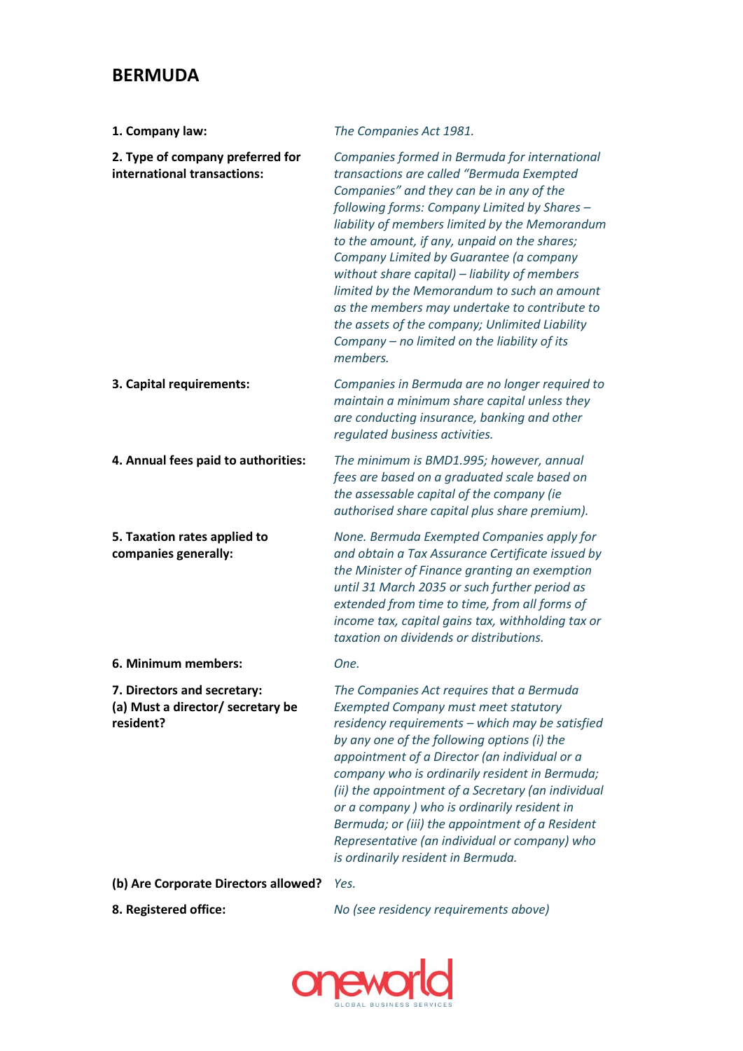## BERMUDA

| | |
|---|---|
| **1. Company law:** | *The Companies Act 1981.* |
| **2. Type of company preferred for international transactions:** | *Companies formed in Bermuda for international transactions are called "Bermuda Exempted Companies" and they can be in any of the following forms: Company Limited by Shares – liability of members limited by the Memorandum to the amount, if any, unpaid on the shares; Company Limited by Guarantee (a company without share capital) – liability of members limited by the Memorandum to such an amount as the members may undertake to contribute to the assets of the company; Unlimited Liability Company – no limited on the liability of its members.* |
| **3. Capital requirements:** | *Companies in Bermuda are no longer required to maintain a minimum share capital unless they are conducting insurance, banking and other regulated business activities.* |
| **4. Annual fees paid to authorities:** | *The minimum is BMD1.995; however, annual fees are based on a graduated scale based on the assessable capital of the company (ie authorised share capital plus share premium).* |
| **5. Taxation rates applied to companies generally:** | *None. Bermuda Exempted Companies apply for and obtain a Tax Assurance Certificate issued by the Minister of Finance granting an exemption until 31 March 2035 or such further period as extended from time to time, from all forms of income tax, capital gains tax, withholding tax or taxation on dividends or distributions.* |
| **6. Minimum members:** | *One.* |
| **7. Directors and secretary:** **(a) Must a director/ secretary be resident?** | *The Companies Act requires that a Bermuda Exempted Company must meet statutory residency requirements – which may be satisfied by any one of the following options (i) the appointment of a Director (an individual or a company who is ordinarily resident in Bermuda; (ii) the appointment of a Secretary (an individual or a company ) who is ordinarily resident in Bermuda; or (iii) the appointment of a Resident Representative (an individual or company) who is ordinarily resident in Bermuda.* |
| **(b) Are Corporate Directors allowed?** | *Yes.* |
| **8. Registered office:** | *No (see residency requirements above)* |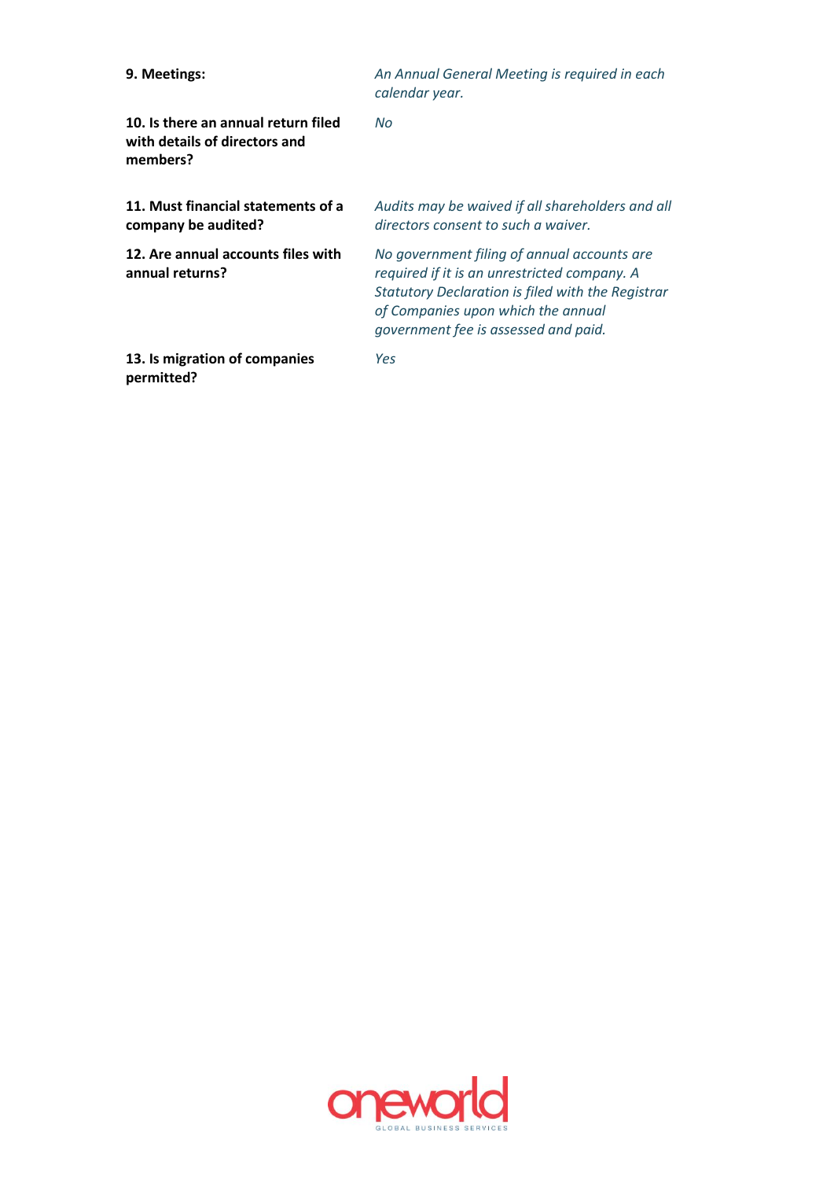| | |
|---|---|
| **9. Meetings:** | *An Annual General Meeting is required in each calendar year.* |
| **10. Is there an annual return filed with details of directors and members?** | *No* |
| **11. Must financial statements of a company be audited?** | *Audits may be waived if all shareholders and all directors consent to such a waiver.* |
| **12. Are annual accounts files with annual returns?** | *No government filing of annual accounts are required if it is an unrestricted company. A Statutory Declaration is filed with the Registrar of Companies upon which the annual government fee is assessed and paid.* |
| **13. Is migration of companies permitted?** | *Yes* |